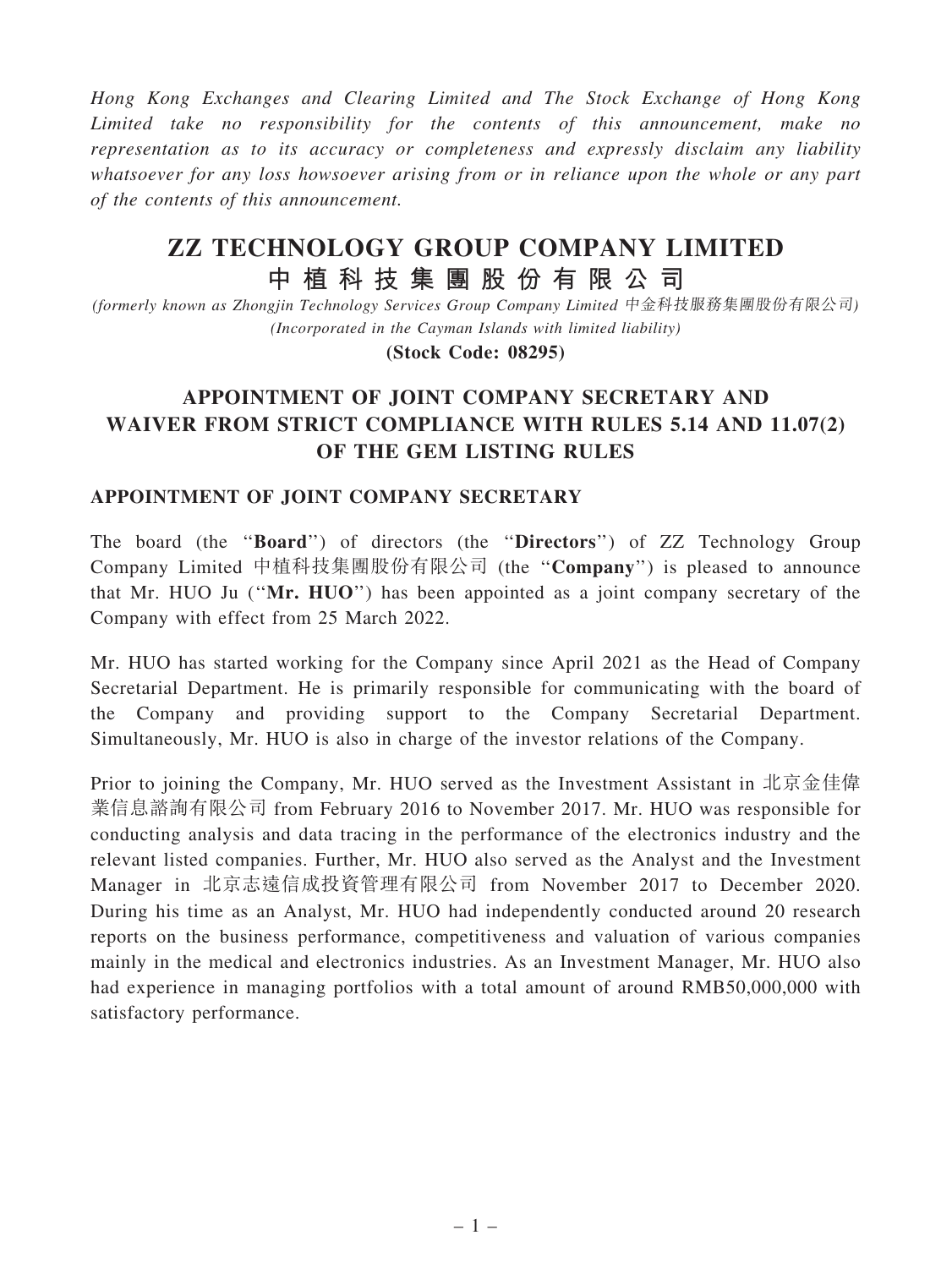*Hong Kong Exchanges and Clearing Limited and The Stock Exchange of Hong Kong Limited take no responsibility for the contents of this announcement, make no representation as to its accuracy or completeness and expressly disclaim any liability whatsoever for any loss howsoever arising from or in reliance upon the whole or any part of the contents of this announcement.*

# ZZ TECHNOLOGY GROUP COMPANY LIMITED
# 中植科技集團股份有限公司

*(formerly known as Zhongjin Technology Services Group Company Limited 中金科技服務集團股份有限公司)*
*(Incorporated in the Cayman Islands with limited liability)*

**(Stock Code: 08295)**

## APPOINTMENT OF JOINT COMPANY SECRETARY AND WAIVER FROM STRICT COMPLIANCE WITH RULES 5.14 AND 11.07(2) OF THE GEM LISTING RULES

### APPOINTMENT OF JOINT COMPANY SECRETARY

The board (the "**Board**") of directors (the "**Directors**") of ZZ Technology Group Company Limited 中植科技集團股份有限公司 (the "**Company**") is pleased to announce that Mr. HUO Ju ("**Mr. HUO**") has been appointed as a joint company secretary of the Company with effect from 25 March 2022.

Mr. HUO has started working for the Company since April 2021 as the Head of Company Secretarial Department. He is primarily responsible for communicating with the board of the Company and providing support to the Company Secretarial Department. Simultaneously, Mr. HUO is also in charge of the investor relations of the Company.

Prior to joining the Company, Mr. HUO served as the Investment Assistant in 北京金佳偉業信息諮詢有限公司 from February 2016 to November 2017. Mr. HUO was responsible for conducting analysis and data tracing in the performance of the electronics industry and the relevant listed companies. Further, Mr. HUO also served as the Analyst and the Investment Manager in 北京志遠信成投資管理有限公司 from November 2017 to December 2020. During his time as an Analyst, Mr. HUO had independently conducted around 20 research reports on the business performance, competitiveness and valuation of various companies mainly in the medical and electronics industries. As an Investment Manager, Mr. HUO also had experience in managing portfolios with a total amount of around RMB50,000,000 with satisfactory performance.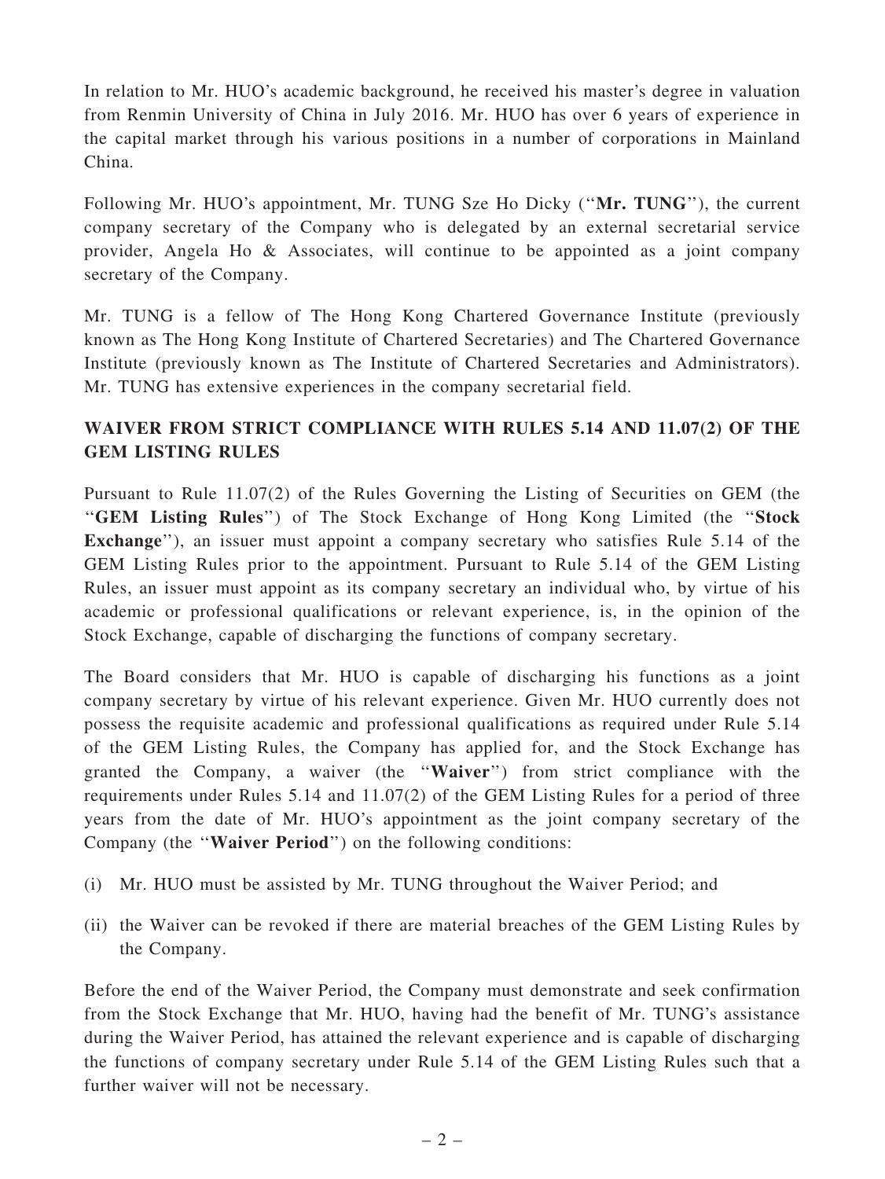In relation to Mr. HUO's academic background, he received his master's degree in valuation from Renmin University of China in July 2016. Mr. HUO has over 6 years of experience in the capital market through his various positions in a number of corporations in Mainland China.

Following Mr. HUO's appointment, Mr. TUNG Sze Ho Dicky ("**Mr. TUNG**"), the current company secretary of the Company who is delegated by an external secretarial service provider, Angela Ho & Associates, will continue to be appointed as a joint company secretary of the Company.

Mr. TUNG is a fellow of The Hong Kong Chartered Governance Institute (previously known as The Hong Kong Institute of Chartered Secretaries) and The Chartered Governance Institute (previously known as The Institute of Chartered Secretaries and Administrators). Mr. TUNG has extensive experiences in the company secretarial field.

## WAIVER FROM STRICT COMPLIANCE WITH RULES 5.14 AND 11.07(2) OF THE GEM LISTING RULES

Pursuant to Rule 11.07(2) of the Rules Governing the Listing of Securities on GEM (the "**GEM Listing Rules**") of The Stock Exchange of Hong Kong Limited (the "**Stock Exchange**"), an issuer must appoint a company secretary who satisfies Rule 5.14 of the GEM Listing Rules prior to the appointment. Pursuant to Rule 5.14 of the GEM Listing Rules, an issuer must appoint as its company secretary an individual who, by virtue of his academic or professional qualifications or relevant experience, is, in the opinion of the Stock Exchange, capable of discharging the functions of company secretary.

The Board considers that Mr. HUO is capable of discharging his functions as a joint company secretary by virtue of his relevant experience. Given Mr. HUO currently does not possess the requisite academic and professional qualifications as required under Rule 5.14 of the GEM Listing Rules, the Company has applied for, and the Stock Exchange has granted the Company, a waiver (the "**Waiver**") from strict compliance with the requirements under Rules 5.14 and 11.07(2) of the GEM Listing Rules for a period of three years from the date of Mr. HUO's appointment as the joint company secretary of the Company (the "**Waiver Period**") on the following conditions:

(i) Mr. HUO must be assisted by Mr. TUNG throughout the Waiver Period; and

(ii) the Waiver can be revoked if there are material breaches of the GEM Listing Rules by the Company.

Before the end of the Waiver Period, the Company must demonstrate and seek confirmation from the Stock Exchange that Mr. HUO, having had the benefit of Mr. TUNG's assistance during the Waiver Period, has attained the relevant experience and is capable of discharging the functions of company secretary under Rule 5.14 of the GEM Listing Rules such that a further waiver will not be necessary.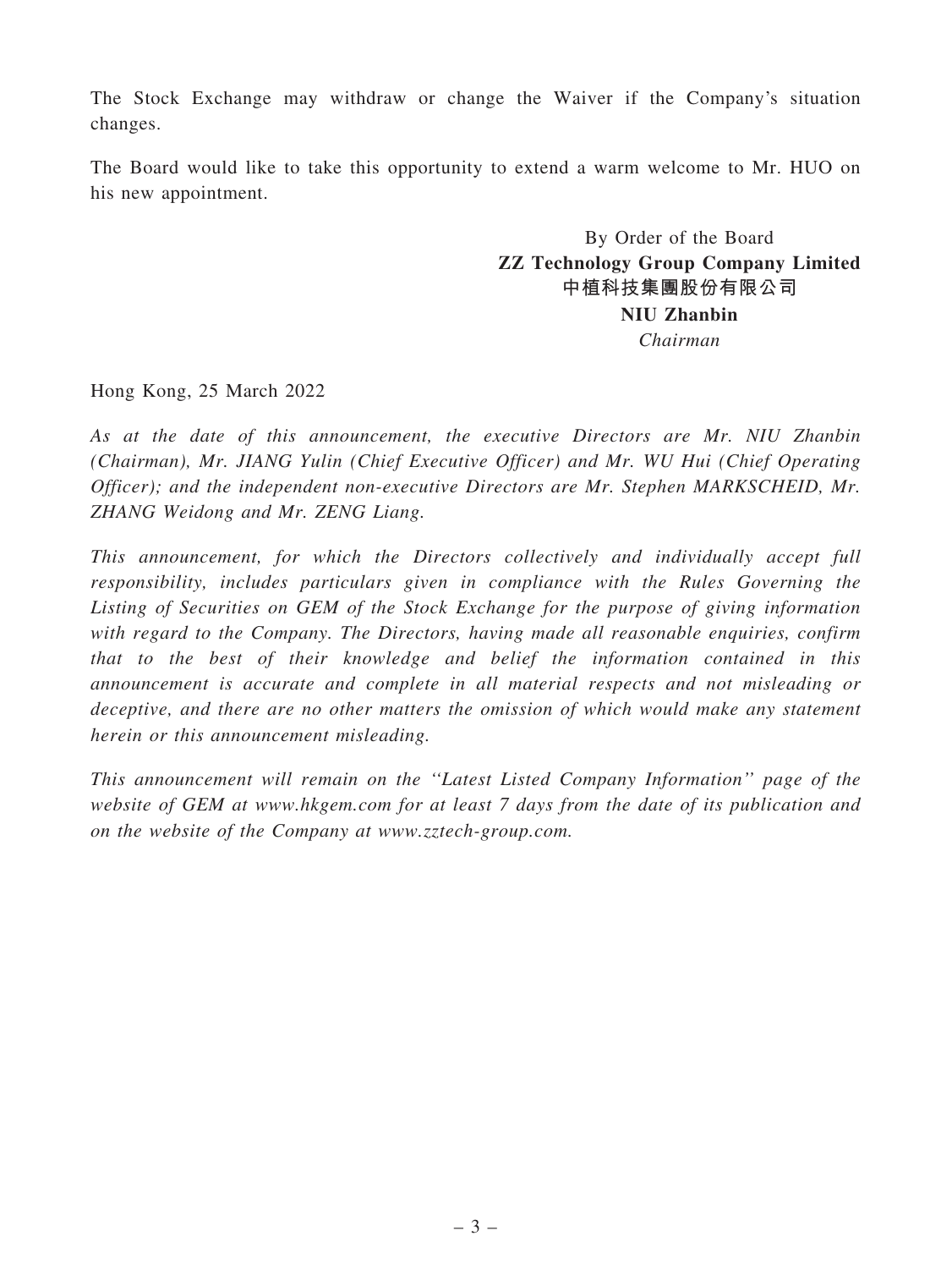The Stock Exchange may withdraw or change the Waiver if the Company's situation changes.

The Board would like to take this opportunity to extend a warm welcome to Mr. HUO on his new appointment.

By Order of the Board
**ZZ Technology Group Company Limited**
**中植科技集團股份有限公司**
**NIU Zhanbin**
*Chairman*

Hong Kong, 25 March 2022

*As at the date of this announcement, the executive Directors are Mr. NIU Zhanbin (Chairman), Mr. JIANG Yulin (Chief Executive Officer) and Mr. WU Hui (Chief Operating Officer); and the independent non-executive Directors are Mr. Stephen MARKSCHEID, Mr. ZHANG Weidong and Mr. ZENG Liang.*

*This announcement, for which the Directors collectively and individually accept full responsibility, includes particulars given in compliance with the Rules Governing the Listing of Securities on GEM of the Stock Exchange for the purpose of giving information with regard to the Company. The Directors, having made all reasonable enquiries, confirm that to the best of their knowledge and belief the information contained in this announcement is accurate and complete in all material respects and not misleading or deceptive, and there are no other matters the omission of which would make any statement herein or this announcement misleading.*

*This announcement will remain on the "Latest Listed Company Information" page of the website of GEM at www.hkgem.com for at least 7 days from the date of its publication and on the website of the Company at www.zztech-group.com.*